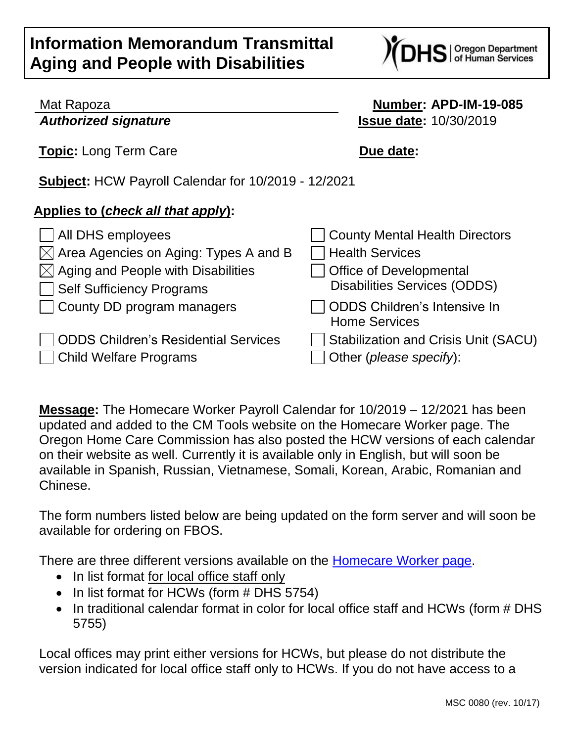# Information Memorandum Transmittal
# Aging and People with Disabilities

Mat Rapoza
***Authorized signature***

**Number: APD-IM-19-085**
**Issue date:** 10/30/2019

**Topic:** Long Term Care

**Due date:**

**Subject:** HCW Payroll Calendar for 10/2019 - 12/2021

**Applies to (*check all that apply*):**

- ☐ All DHS employees
- ☒ Area Agencies on Aging: Types A and B
- ☒ Aging and People with Disabilities
- ☐ Self Sufficiency Programs
- ☐ County DD program managers
- ☐ ODDS Children's Residential Services
- ☐ Child Welfare Programs
- ☐ County Mental Health Directors
- ☐ Health Services
- ☐ Office of Developmental Disabilities Services (ODDS)
- ☐ ODDS Children's Intensive In Home Services
- ☐ Stabilization and Crisis Unit (SACU)
- ☐ Other (*please specify*):

**Message:** The Homecare Worker Payroll Calendar for 10/2019 – 12/2021 has been updated and added to the CM Tools website on the Homecare Worker page. The Oregon Home Care Commission has also posted the HCW versions of each calendar on their website as well. Currently it is available only in English, but will soon be available in Spanish, Russian, Vietnamese, Somali, Korean, Arabic, Romanian and Chinese.

The form numbers listed below are being updated on the form server and will soon be available for ordering on FBOS.

There are three different versions available on the [Homecare Worker page](Homecare Worker page).

- In list format <u>for local office staff only</u>
- In list format for HCWs (form # DHS 5754)
- In traditional calendar format in color for local office staff and HCWs (form # DHS 5755)

Local offices may print either versions for HCWs, but please do not distribute the version indicated for local office staff only to HCWs. If you do not have access to a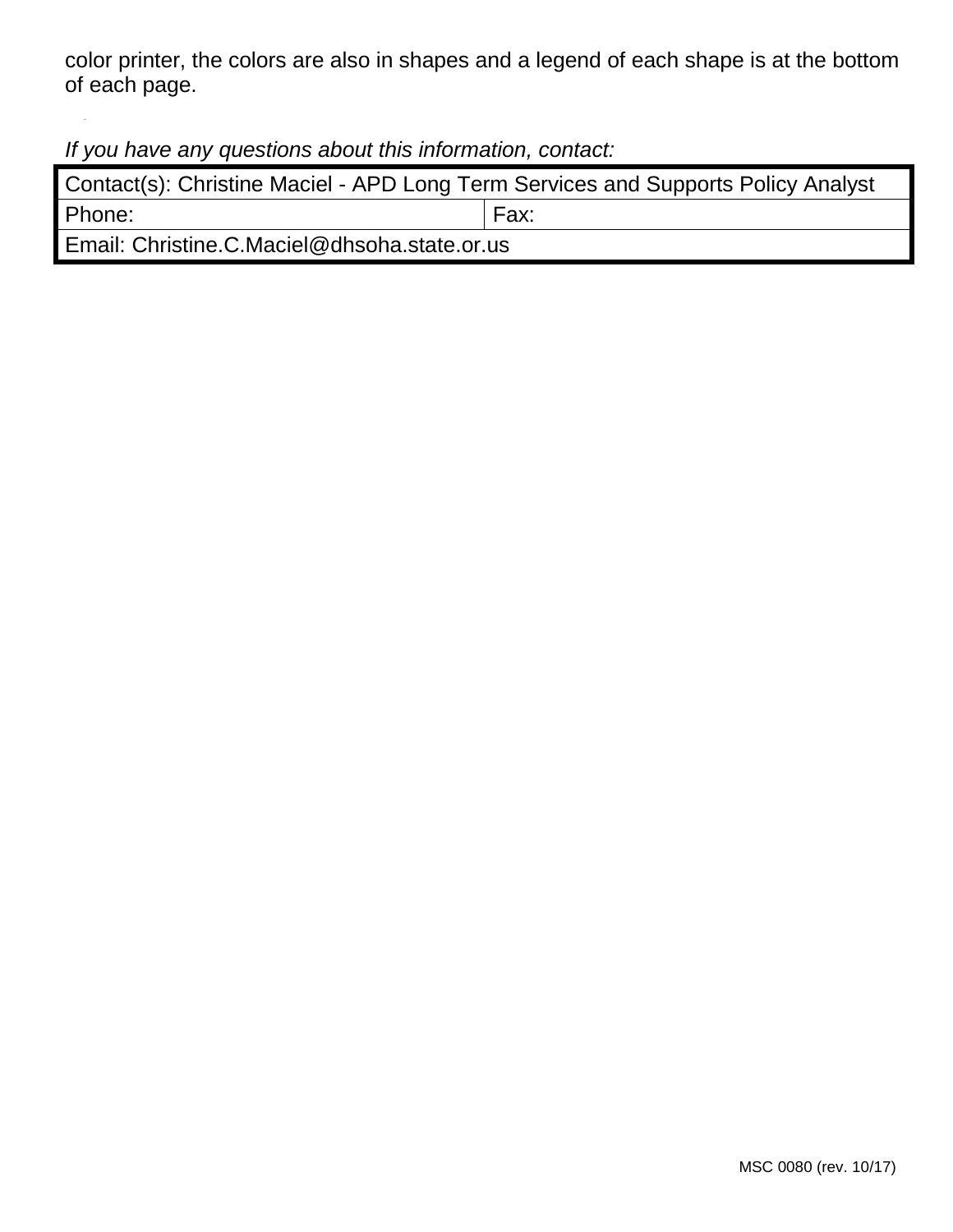color printer, the colors are also in shapes and a legend of each shape is at the bottom of each page.

*If you have any questions about this information, contact:*

| | |
|---|---|
| Contact(s): Christine Maciel - APD Long Term Services and Supports Policy Analyst | |
| Phone: | Fax: |
| Email: Christine.C.Maciel@dhsoha.state.or.us | |

MSC 0080 (rev. 10/17)